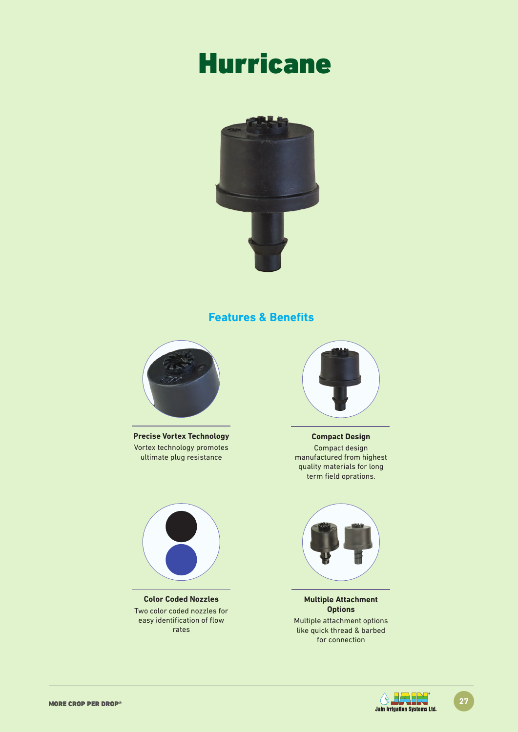# Hurricane

## Features & Benefits

**Precise Vortex Technology**

Vortex technology promotes ultimate plug resistance

**Compact Design**

Compact design manufactured from highest quality materials for long term field oprations.

**Color Coded Nozzles**

Two color coded nozzles for easy identification of flow rates

**Multiple Attachment Options**

Multiple attachment options like quick thread & barbed for connection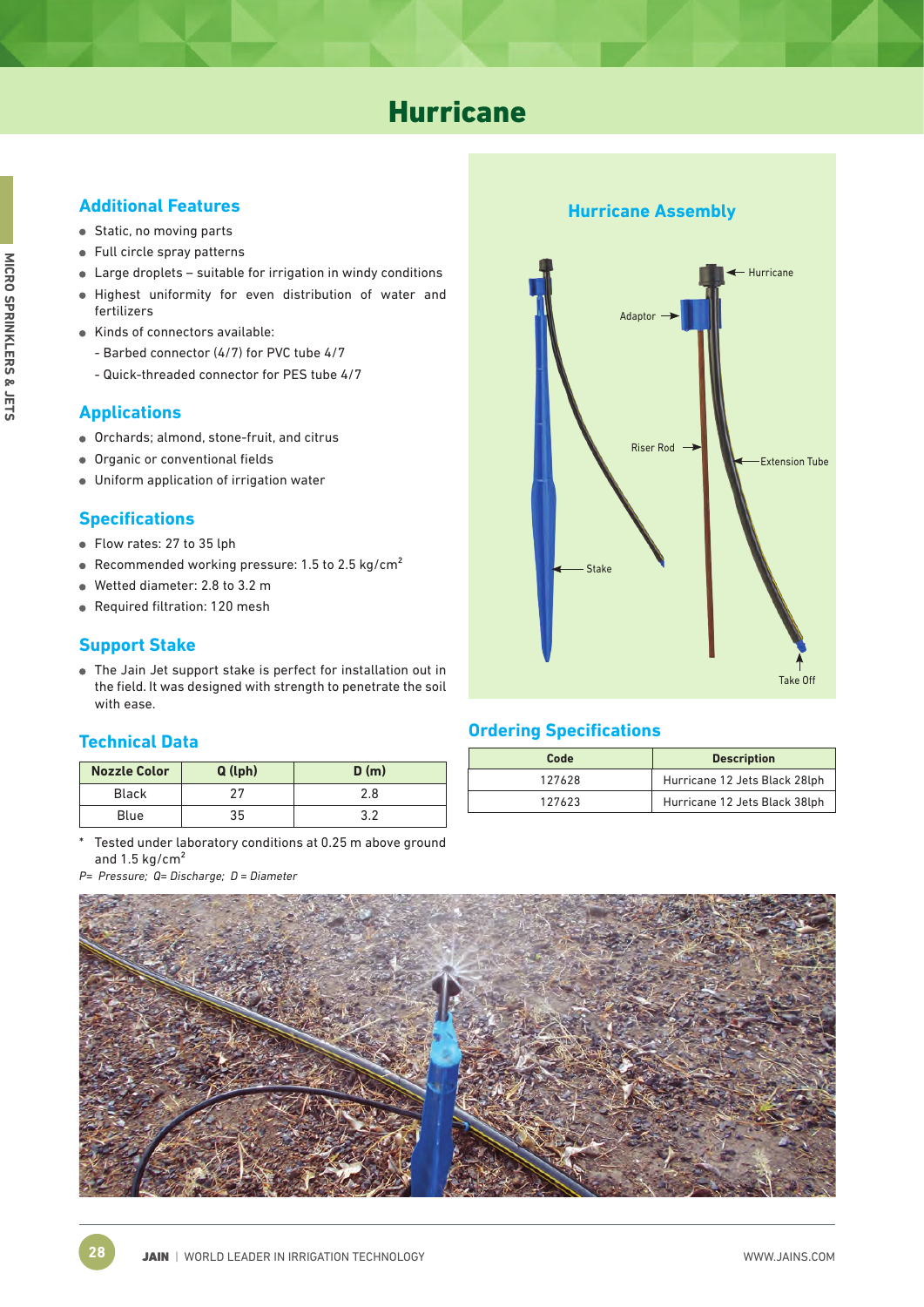# Hurricane

## Additional Features

- Static, no moving parts
- Full circle spray patterns
- Large droplets – suitable for irrigation in windy conditions
- Highest uniformity for even distribution of water and fertilizers
- Kinds of connectors available:
  - Barbed connector (4/7) for PVC tube 4/7
  - Quick-threaded connector for PES tube 4/7

## Applications

- Orchards; almond, stone-fruit, and citrus
- Organic or conventional fields
- Uniform application of irrigation water

## Specifications

- Flow rates: 27 to 35 lph
- Recommended working pressure: 1.5 to 2.5 kg/cm$^2$
- Wetted diameter: 2.8 to 3.2 m
- Required filtration: 120 mesh

## Support Stake

- The Jain Jet support stake is perfect for installation out in the field. It was designed with strength to penetrate the soil with ease.

## Technical Data

| Nozzle Color | Q (lph) | D (m) |
|---|---|---|
| Black | 27 | 2.8 |
| Blue | 35 | 3.2 |

\* Tested under laboratory conditions at 0.25 m above ground and 1.5 kg/cm$^2$

*P= Pressure; Q= Discharge; D = Diameter*

## Hurricane Assembly

Hurricane
Adaptor
Riser Rod
Extension Tube
Stake
Take Off

## Ordering Specifications

| Code | Description |
|---|---|
| 127628 | Hurricane 12 Jets Black 28lph |
| 127623 | Hurricane 12 Jets Black 38lph |